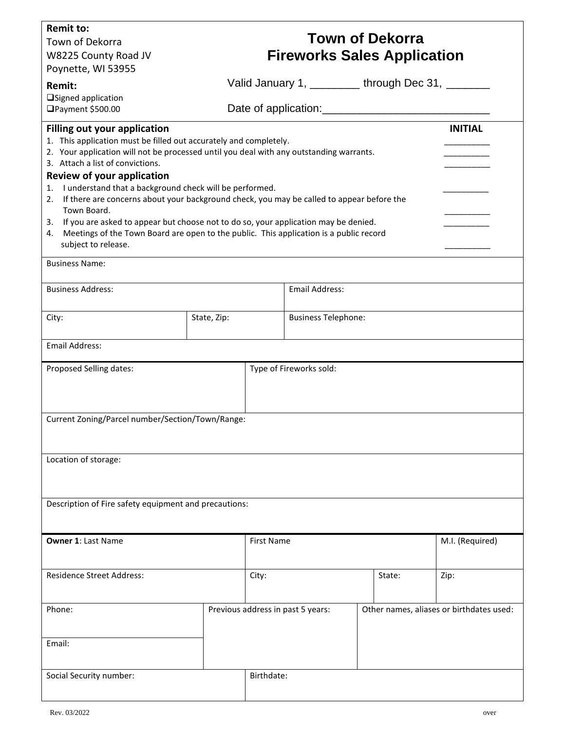**Remit to:**
Town of Dekorra
W8225 County Road JV
Poynette, WI 53955

# Town of Dekorra
# Fireworks Sales Application

**Remit:**
- ❑ Signed application
- ❑ Payment $500.00

Valid January 1, ________ through Dec 31, _______

Date of application:___________________________

### Filling out your application

| | INITIAL |
|---|---|
| 1. This application must be filled out accurately and completely. | _________ |
| 2. Your application will not be processed until you deal with any outstanding warrants. | _________ |
| 3. Attach a list of convictions. | _________ |

### Review of your application

| | |
|---|---|
| 1. I understand that a background check will be performed. | _________ |
| 2. If there are concerns about your background check, you may be called to appear before the Town Board. | _________ |
| 3. If you are asked to appear but choose not to do so, your application may be denied. | _________ |
| 4. Meetings of the Town Board are open to the public. This application is a public record subject to release. | _________ |

| Business Name: | | |
|---|---|---|
| Business Address: | | Email Address: |
| City: | State, Zip: | Business Telephone: |
| Email Address: | | |

| Proposed Selling dates: | Type of Fireworks sold: |
|---|---|
| Current Zoning/Parcel number/Section/Town/Range: | |
| Location of storage: | |
| Description of Fire safety equipment and precautions: | |

| **Owner 1**: Last Name | First Name | | M.I. (Required) |
|---|---|---|---|
| Residence Street Address: | City: | State: | Zip: |

| Phone: | Previous address in past 5 years: | Other names, aliases or birthdates used: |
|---|---|---|
| Email: | | |

| Social Security number: | Birthdate: |
|---|---|

Rev. 03/2022

over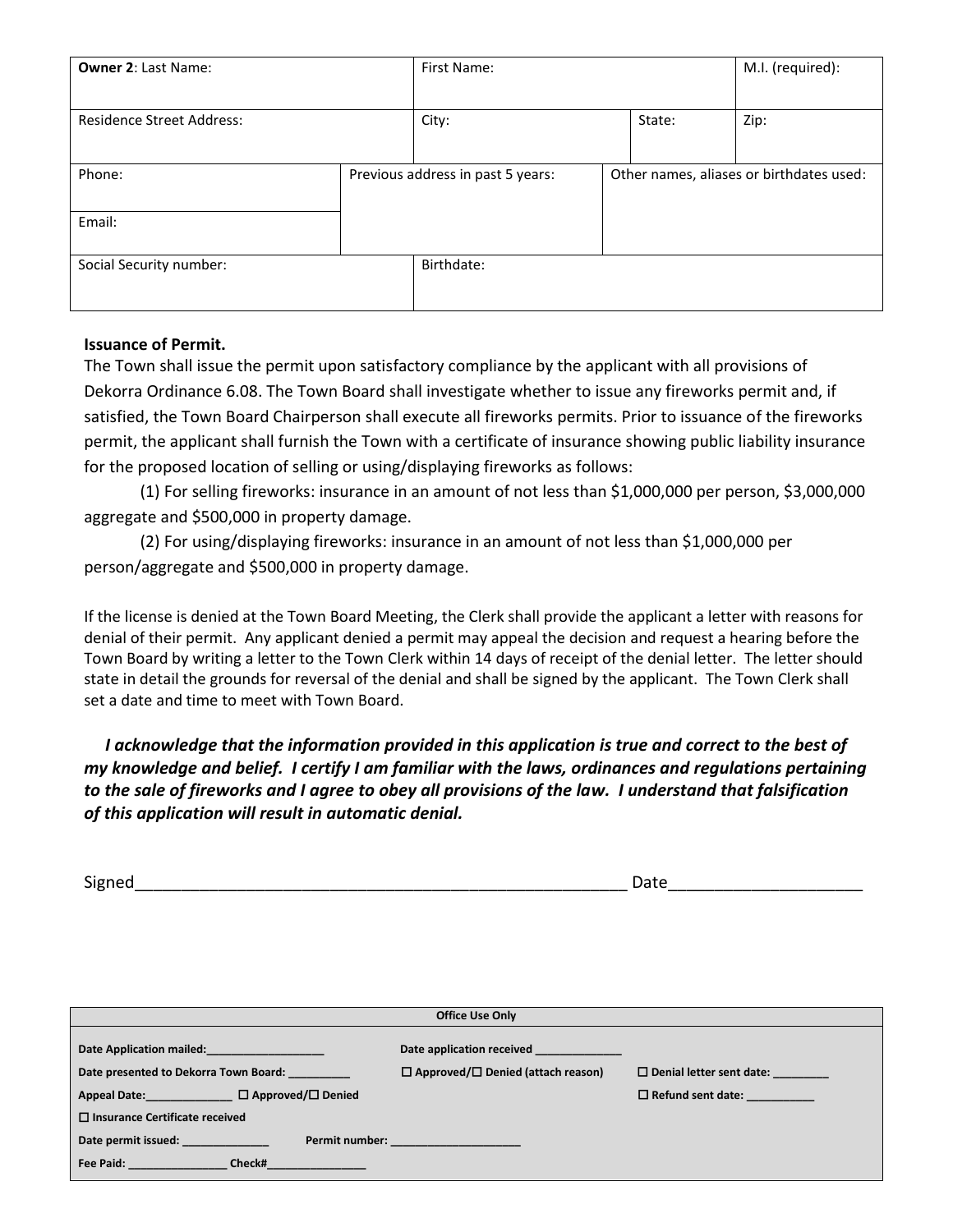| **Owner 2**: Last Name: | First Name: | | M.I. (required): |
|---|---|---|---|
| Residence Street Address: | City: | State: | Zip: |
| Phone: | Previous address in past 5 years: | Other names, aliases or birthdates used: | |
| Email: | | | |
| Social Security number: | Birthdate: | | |

**Issuance of Permit.**

The Town shall issue the permit upon satisfactory compliance by the applicant with all provisions of Dekorra Ordinance 6.08. The Town Board shall investigate whether to issue any fireworks permit and, if satisfied, the Town Board Chairperson shall execute all fireworks permits. Prior to issuance of the fireworks permit, the applicant shall furnish the Town with a certificate of insurance showing public liability insurance for the proposed location of selling or using/displaying fireworks as follows:

(1) For selling fireworks: insurance in an amount of not less than $1,000,000 per person, $3,000,000 aggregate and $500,000 in property damage.

(2) For using/displaying fireworks: insurance in an amount of not less than $1,000,000 per person/aggregate and $500,000 in property damage.

If the license is denied at the Town Board Meeting, the Clerk shall provide the applicant a letter with reasons for denial of their permit. Any applicant denied a permit may appeal the decision and request a hearing before the Town Board by writing a letter to the Town Clerk within 14 days of receipt of the denial letter. The letter should state in detail the grounds for reversal of the denial and shall be signed by the applicant. The Town Clerk shall set a date and time to meet with Town Board.

***I acknowledge that the information provided in this application is true and correct to the best of my knowledge and belief. I certify I am familiar with the laws, ordinances and regulations pertaining to the sale of fireworks and I agree to obey all provisions of the law. I understand that falsification of this application will result in automatic denial.***

Signed_______________________________________________________ Date____________________

| **Office Use Only** | | |
|---|---|---|
| **Date Application mailed:___________________** | **Date application received ______________** | |
| **Date presented to Dekorra Town Board: __________** | **☐ Approved/☐ Denied (attach reason)** | **☐ Denial letter sent date: _________** |
| **Appeal Date:______________ ☐ Approved/☐ Denied** | | **☐ Refund sent date: ___________** |
| **☐ Insurance Certificate received** | | |
| **Date permit issued: ______________** | **Permit number: _____________________** | |
| **Fee Paid: ________________ Check#________________** | | |